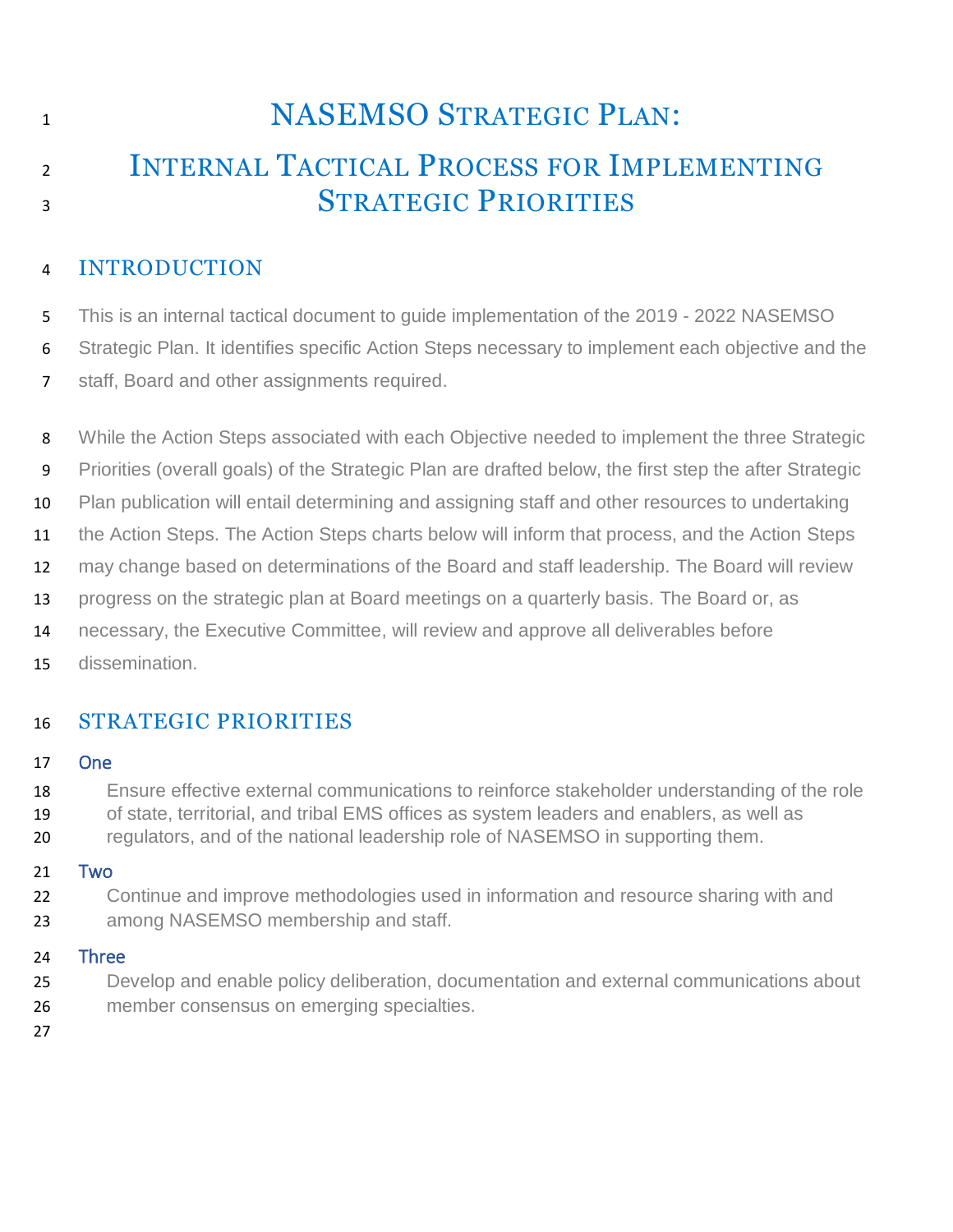# NASEMSO Strategic Plan:

# Internal Tactical Process for Implementing Strategic Priorities

## INTRODUCTION

This is an internal tactical document to guide implementation of the 2019 - 2022 NASEMSO Strategic Plan. It identifies specific Action Steps necessary to implement each objective and the staff, Board and other assignments required.

While the Action Steps associated with each Objective needed to implement the three Strategic Priorities (overall goals) of the Strategic Plan are drafted below, the first step the after Strategic Plan publication will entail determining and assigning staff and other resources to undertaking the Action Steps. The Action Steps charts below will inform that process, and the Action Steps may change based on determinations of the Board and staff leadership. The Board will review progress on the strategic plan at Board meetings on a quarterly basis. The Board or, as necessary, the Executive Committee, will review and approve all deliverables before dissemination.

## STRATEGIC PRIORITIES

### One

Ensure effective external communications to reinforce stakeholder understanding of the role of state, territorial, and tribal EMS offices as system leaders and enablers, as well as regulators, and of the national leadership role of NASEMSO in supporting them.

### Two

Continue and improve methodologies used in information and resource sharing with and among NASEMSO membership and staff.

### Three

Develop and enable policy deliberation, documentation and external communications about member consensus on emerging specialties.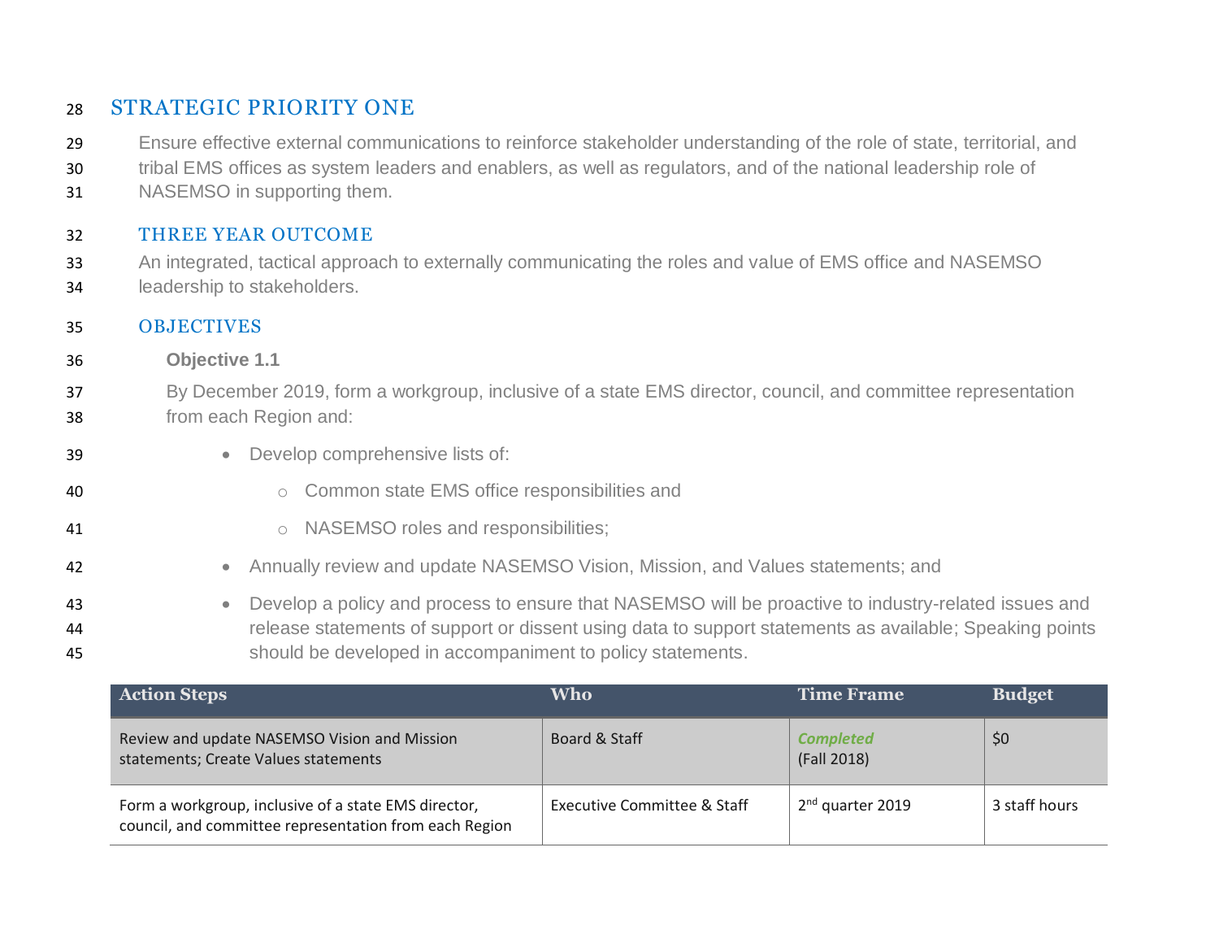## STRATEGIC PRIORITY ONE

Ensure effective external communications to reinforce stakeholder understanding of the role of state, territorial, and tribal EMS offices as system leaders and enablers, as well as regulators, and of the national leadership role of NASEMSO in supporting them.

### THREE YEAR OUTCOME

An integrated, tactical approach to externally communicating the roles and value of EMS office and NASEMSO leadership to stakeholders.

### OBJECTIVES

**Objective 1.1**

By December 2019, form a workgroup, inclusive of a state EMS director, council, and committee representation from each Region and:

- Develop comprehensive lists of:
  - Common state EMS office responsibilities and
  - NASEMSO roles and responsibilities;
- Annually review and update NASEMSO Vision, Mission, and Values statements; and
- Develop a policy and process to ensure that NASEMSO will be proactive to industry-related issues and release statements of support or dissent using data to support statements as available; Speaking points should be developed in accompaniment to policy statements.

| Action Steps | Who | Time Frame | Budget |
|---|---|---|---|
| Review and update NASEMSO Vision and Mission statements; Create Values statements | Board & Staff | ***Completed*** (Fall 2018) | $0 |
| Form a workgroup, inclusive of a state EMS director, council, and committee representation from each Region | Executive Committee & Staff | 2nd quarter 2019 | 3 staff hours |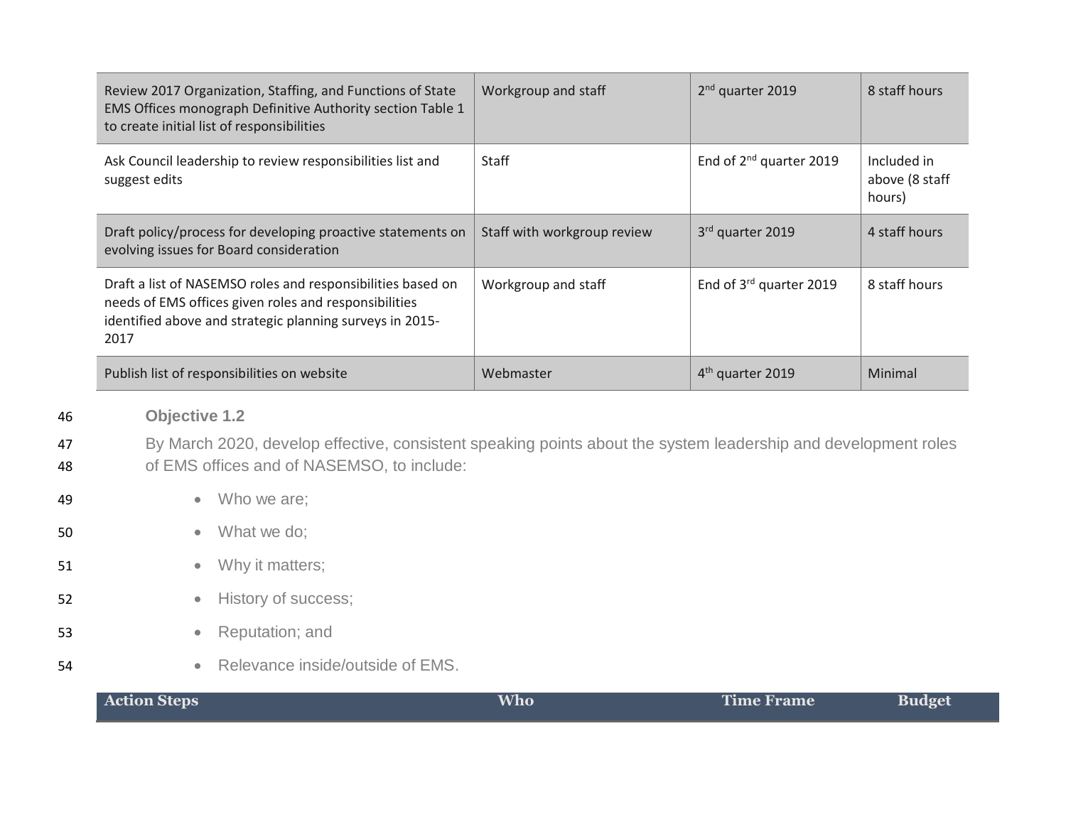| Action Steps | Who | Time Frame | Budget |
|---|---|---|---|
| Review 2017 Organization, Staffing, and Functions of State EMS Offices monograph Definitive Authority section Table 1 to create initial list of responsibilities | Workgroup and staff | 2nd quarter 2019 | 8 staff hours |
| Ask Council leadership to review responsibilities list and suggest edits | Staff | End of 2nd quarter 2019 | Included in above (8 staff hours) |
| Draft policy/process for developing proactive statements on evolving issues for Board consideration | Staff with workgroup review | 3rd quarter 2019 | 4 staff hours |
| Draft a list of NASEMSO roles and responsibilities based on needs of EMS offices given roles and responsibilities identified above and strategic planning surveys in 2015-2017 | Workgroup and staff | End of 3rd quarter 2019 | 8 staff hours |
| Publish list of responsibilities on website | Webmaster | 4th quarter 2019 | Minimal |

### Objective 1.2

By March 2020, develop effective, consistent speaking points about the system leadership and development roles of EMS offices and of NASEMSO, to include:

- Who we are;
- What we do;
- Why it matters;
- History of success;
- Reputation; and
- Relevance inside/outside of EMS.

| Action Steps | Who | Time Frame | Budget |
|---|---|---|---|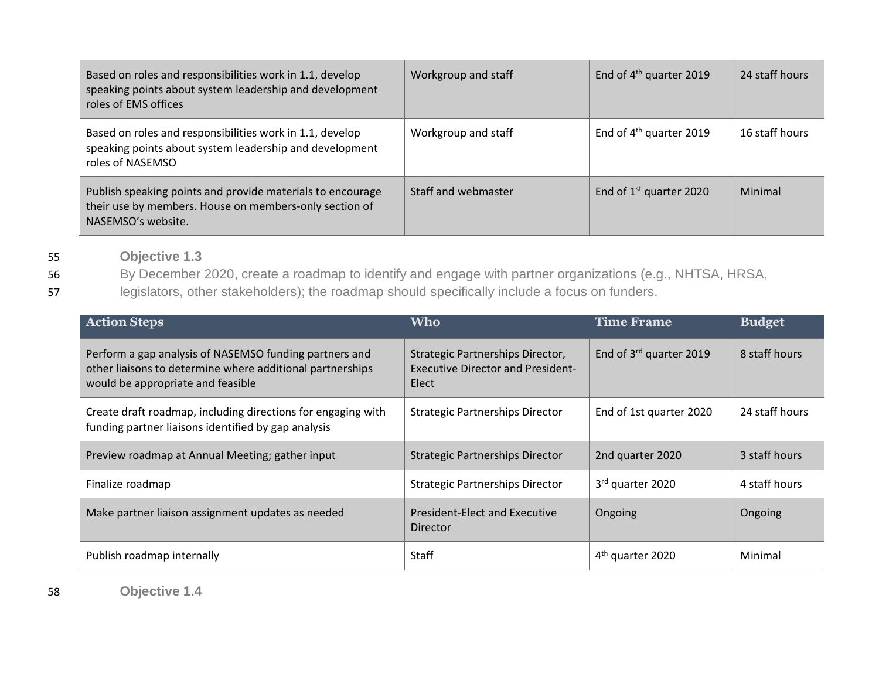| | | | |
|---|---|---|---|
| Based on roles and responsibilities work in 1.1, develop speaking points about system leadership and development roles of EMS offices | Workgroup and staff | End of 4th quarter 2019 | 24 staff hours |
| Based on roles and responsibilities work in 1.1, develop speaking points about system leadership and development roles of NASEMSO | Workgroup and staff | End of 4th quarter 2019 | 16 staff hours |
| Publish speaking points and provide materials to encourage their use by members. House on members-only section of NASEMSO's website. | Staff and webmaster | End of 1st quarter 2020 | Minimal |

### Objective 1.3

By December 2020, create a roadmap to identify and engage with partner organizations (e.g., NHTSA, HRSA, legislators, other stakeholders); the roadmap should specifically include a focus on funders.

| Action Steps | Who | Time Frame | Budget |
|---|---|---|---|
| Perform a gap analysis of NASEMSO funding partners and other liaisons to determine where additional partnerships would be appropriate and feasible | Strategic Partnerships Director, Executive Director and President-Elect | End of 3rd quarter 2019 | 8 staff hours |
| Create draft roadmap, including directions for engaging with funding partner liaisons identified by gap analysis | Strategic Partnerships Director | End of 1st quarter 2020 | 24 staff hours |
| Preview roadmap at Annual Meeting; gather input | Strategic Partnerships Director | 2nd quarter 2020 | 3 staff hours |
| Finalize roadmap | Strategic Partnerships Director | 3rd quarter 2020 | 4 staff hours |
| Make partner liaison assignment updates as needed | President-Elect and Executive Director | Ongoing | Ongoing |
| Publish roadmap internally | Staff | 4th quarter 2020 | Minimal |

### Objective 1.4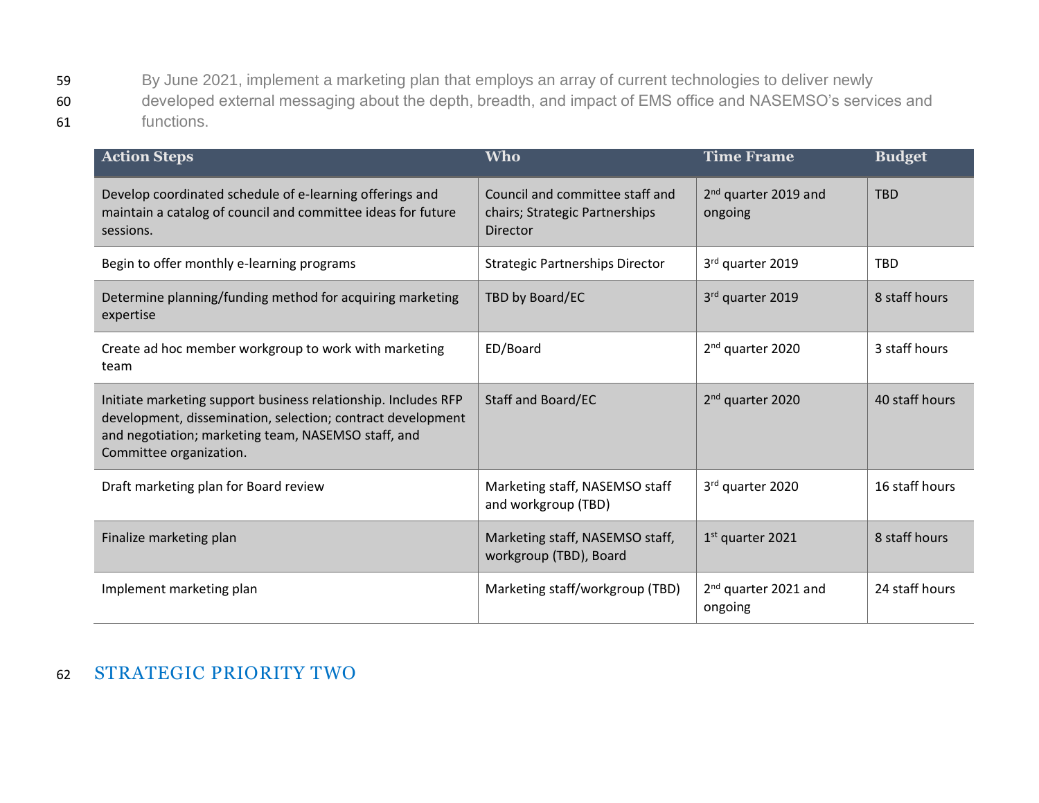By June 2021, implement a marketing plan that employs an array of current technologies to deliver newly developed external messaging about the depth, breadth, and impact of EMS office and NASEMSO's services and functions.

| Action Steps | Who | Time Frame | Budget |
|---|---|---|---|
| Develop coordinated schedule of e-learning offerings and maintain a catalog of council and committee ideas for future sessions. | Council and committee staff and chairs; Strategic Partnerships Director | 2nd quarter 2019 and ongoing | TBD |
| Begin to offer monthly e-learning programs | Strategic Partnerships Director | 3rd quarter 2019 | TBD |
| Determine planning/funding method for acquiring marketing expertise | TBD by Board/EC | 3rd quarter 2019 | 8 staff hours |
| Create ad hoc member workgroup to work with marketing team | ED/Board | 2nd quarter 2020 | 3 staff hours |
| Initiate marketing support business relationship. Includes RFP development, dissemination, selection; contract development and negotiation; marketing team, NASEMSO staff, and Committee organization. | Staff and Board/EC | 2nd quarter 2020 | 40 staff hours |
| Draft marketing plan for Board review | Marketing staff, NASEMSO staff and workgroup (TBD) | 3rd quarter 2020 | 16 staff hours |
| Finalize marketing plan | Marketing staff, NASEMSO staff, workgroup (TBD), Board | 1st quarter 2021 | 8 staff hours |
| Implement marketing plan | Marketing staff/workgroup (TBD) | 2nd quarter 2021 and ongoing | 24 staff hours |

## STRATEGIC PRIORITY TWO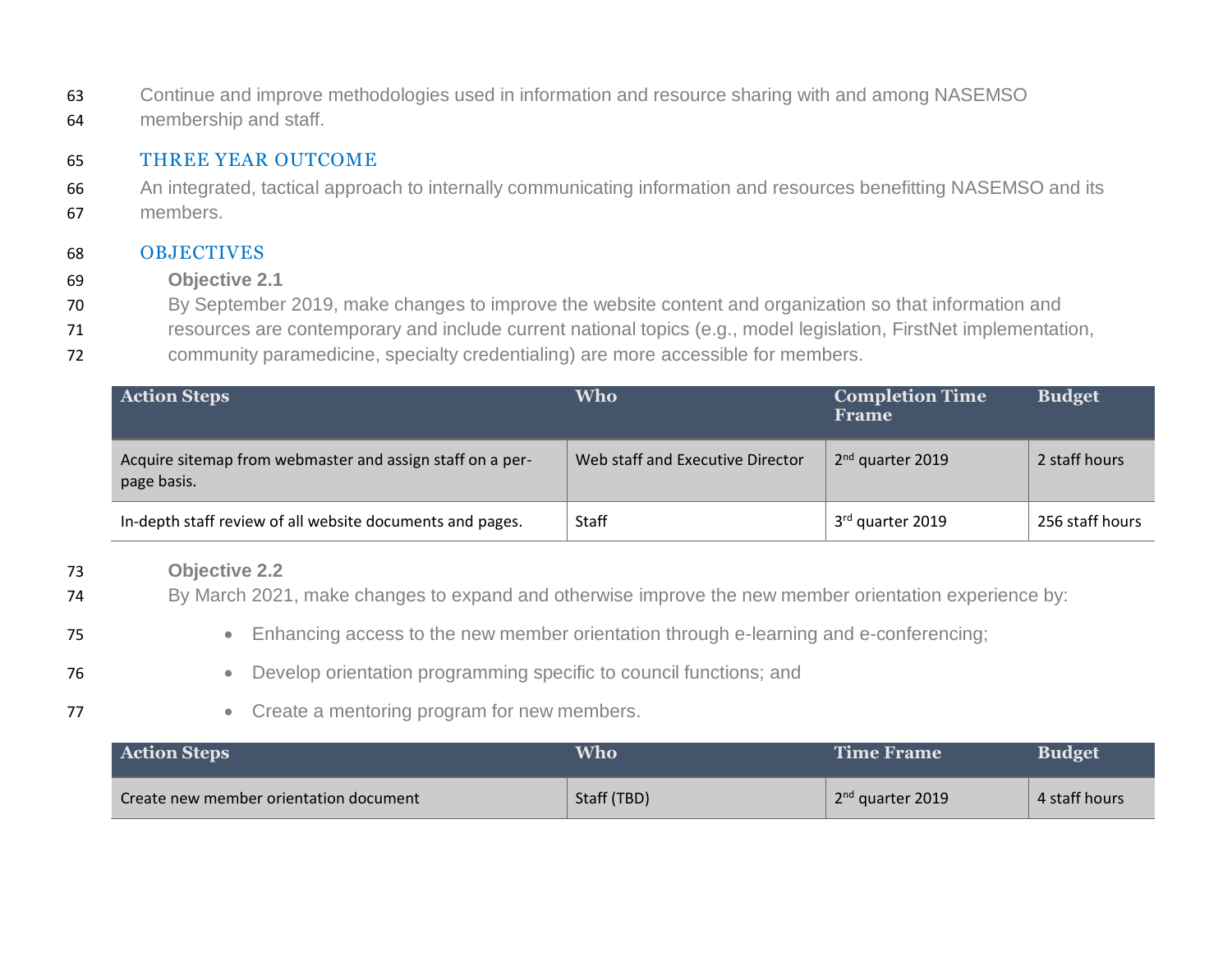Continue and improve methodologies used in information and resource sharing with and among NASEMSO membership and staff.

## THREE YEAR OUTCOME

An integrated, tactical approach to internally communicating information and resources benefitting NASEMSO and its members.

## OBJECTIVES

### Objective 2.1

By September 2019, make changes to improve the website content and organization so that information and resources are contemporary and include current national topics (e.g., model legislation, FirstNet implementation, community paramedicine, specialty credentialing) are more accessible for members.

| Action Steps | Who | Completion Time Frame | Budget |
|---|---|---|---|
| Acquire sitemap from webmaster and assign staff on a per-page basis. | Web staff and Executive Director | 2nd quarter 2019 | 2 staff hours |
| In-depth staff review of all website documents and pages. | Staff | 3rd quarter 2019 | 256 staff hours |

### Objective 2.2

By March 2021, make changes to expand and otherwise improve the new member orientation experience by:

- Enhancing access to the new member orientation through e-learning and e-conferencing;
- Develop orientation programming specific to council functions; and
- Create a mentoring program for new members.

| Action Steps | Who | Time Frame | Budget |
|---|---|---|---|
| Create new member orientation document | Staff (TBD) | 2nd quarter 2019 | 4 staff hours |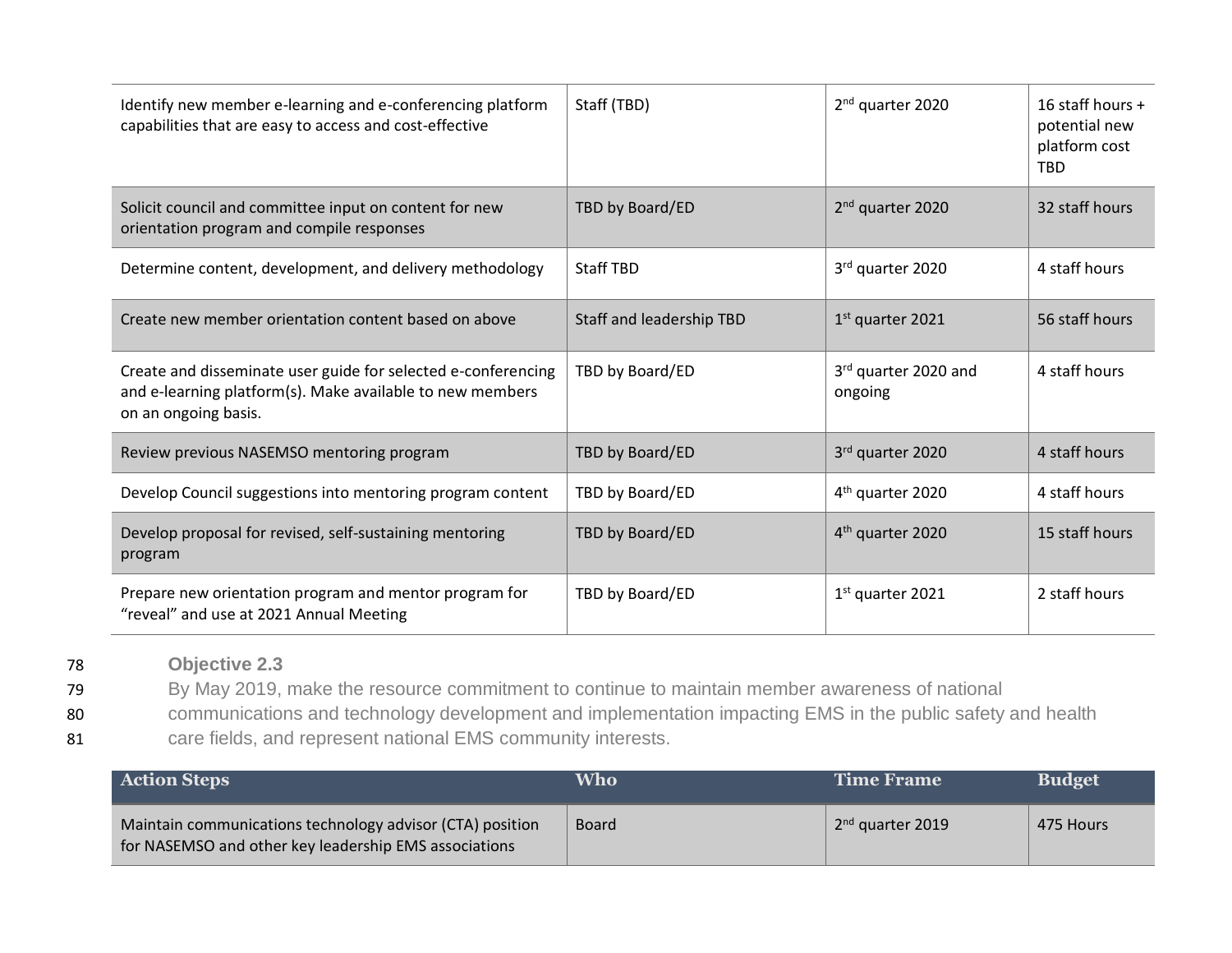| | | | |
|---|---|---|---|
| Identify new member e-learning and e-conferencing platform capabilities that are easy to access and cost-effective | Staff (TBD) | 2nd quarter 2020 | 16 staff hours + potential new platform cost TBD |
| Solicit council and committee input on content for new orientation program and compile responses | TBD by Board/ED | 2nd quarter 2020 | 32 staff hours |
| Determine content, development, and delivery methodology | Staff TBD | 3rd quarter 2020 | 4 staff hours |
| Create new member orientation content based on above | Staff and leadership TBD | 1st quarter 2021 | 56 staff hours |
| Create and disseminate user guide for selected e-conferencing and e-learning platform(s). Make available to new members on an ongoing basis. | TBD by Board/ED | 3rd quarter 2020 and ongoing | 4 staff hours |
| Review previous NASEMSO mentoring program | TBD by Board/ED | 3rd quarter 2020 | 4 staff hours |
| Develop Council suggestions into mentoring program content | TBD by Board/ED | 4th quarter 2020 | 4 staff hours |
| Develop proposal for revised, self-sustaining mentoring program | TBD by Board/ED | 4th quarter 2020 | 15 staff hours |
| Prepare new orientation program and mentor program for "reveal" and use at 2021 Annual Meeting | TBD by Board/ED | 1st quarter 2021 | 2 staff hours |

**Objective 2.3**

By May 2019, make the resource commitment to continue to maintain member awareness of national communications and technology development and implementation impacting EMS in the public safety and health care fields, and represent national EMS community interests.

| Action Steps | Who | Time Frame | Budget |
|---|---|---|---|
| Maintain communications technology advisor (CTA) position for NASEMSO and other key leadership EMS associations | Board | 2nd quarter 2019 | 475 Hours |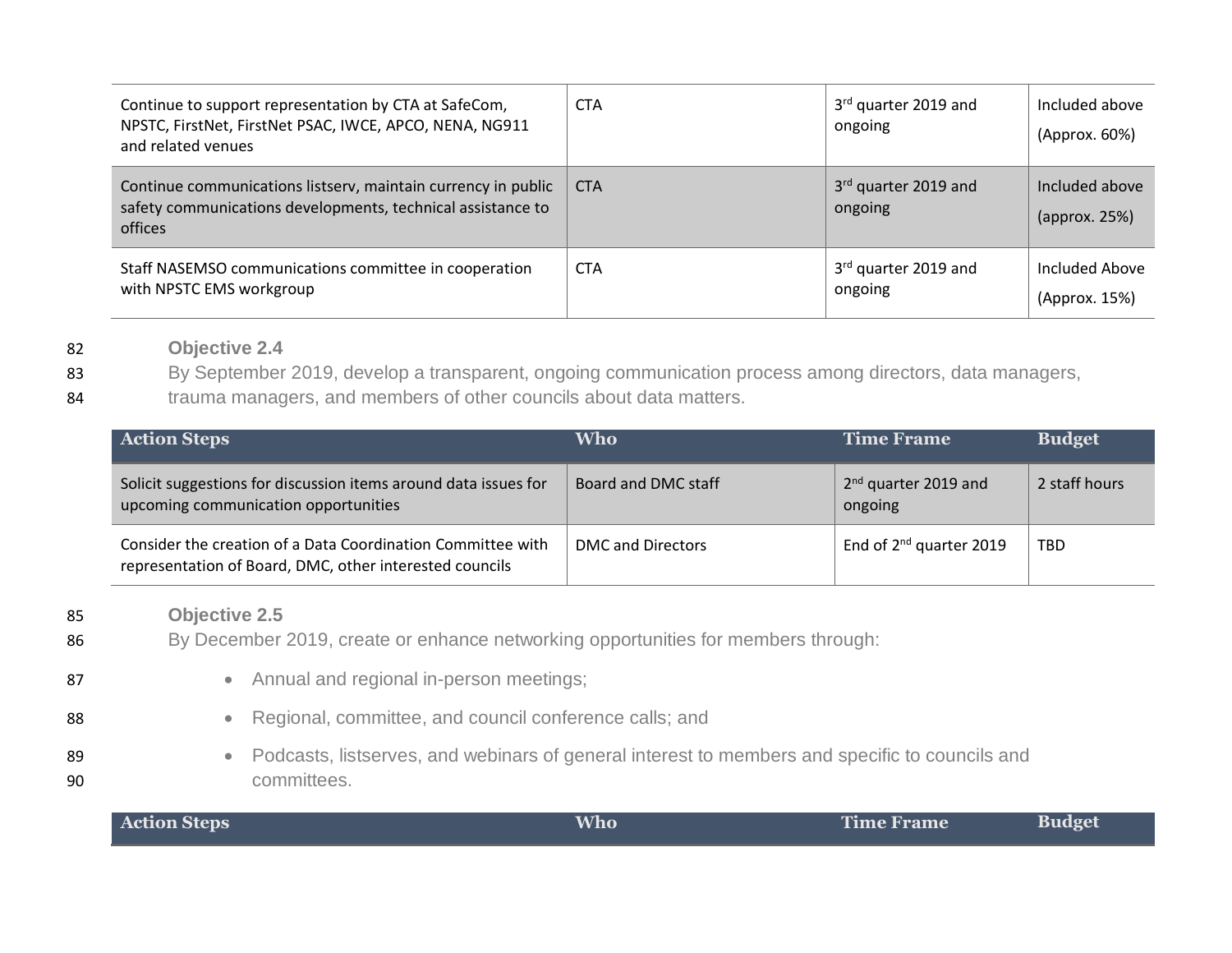| | | | |
|---|---|---|---|
| Continue to support representation by CTA at SafeCom, NPSTC, FirstNet, FirstNet PSAC, IWCE, APCO, NENA, NG911 and related venues | CTA | 3rd quarter 2019 and ongoing | Included above (Approx. 60%) |
| Continue communications listserv, maintain currency in public safety communications developments, technical assistance to offices | CTA | 3rd quarter 2019 and ongoing | Included above (approx. 25%) |
| Staff NASEMSO communications committee in cooperation with NPSTC EMS workgroup | CTA | 3rd quarter 2019 and ongoing | Included Above (Approx. 15%) |

### Objective 2.4

By September 2019, develop a transparent, ongoing communication process among directors, data managers, trauma managers, and members of other councils about data matters.

| Action Steps | Who | Time Frame | Budget |
|---|---|---|---|
| Solicit suggestions for discussion items around data issues for upcoming communication opportunities | Board and DMC staff | 2nd quarter 2019 and ongoing | 2 staff hours |
| Consider the creation of a Data Coordination Committee with representation of Board, DMC, other interested councils | DMC and Directors | End of 2nd quarter 2019 | TBD |

### Objective 2.5

By December 2019, create or enhance networking opportunities for members through:

- Annual and regional in-person meetings;
- Regional, committee, and council conference calls; and
- Podcasts, listserves, and webinars of general interest to members and specific to councils and committees.

| Action Steps | Who | Time Frame | Budget |
|---|---|---|---|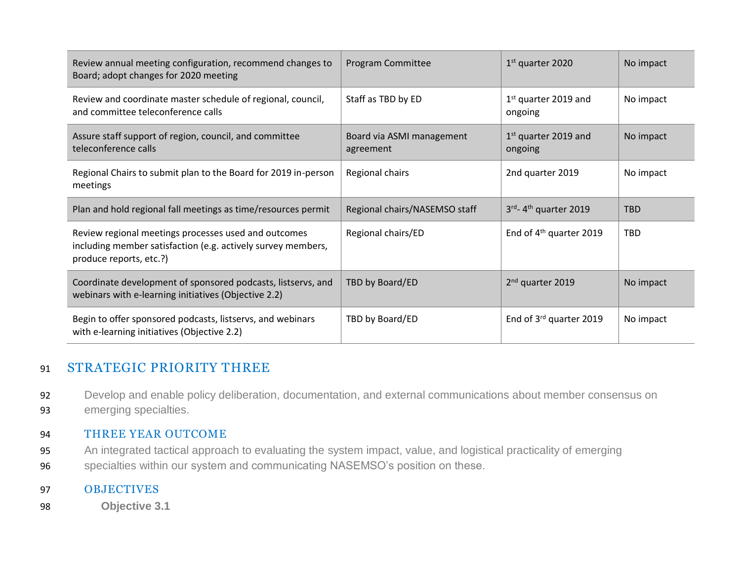| | | | |
|---|---|---|---|
| Review annual meeting configuration, recommend changes to Board; adopt changes for 2020 meeting | Program Committee | 1st quarter 2020 | No impact |
| Review and coordinate master schedule of regional, council, and committee teleconference calls | Staff as TBD by ED | 1st quarter 2019 and ongoing | No impact |
| Assure staff support of region, council, and committee teleconference calls | Board via ASMI management agreement | 1st quarter 2019 and ongoing | No impact |
| Regional Chairs to submit plan to the Board for 2019 in-person meetings | Regional chairs | 2nd quarter 2019 | No impact |
| Plan and hold regional fall meetings as time/resources permit | Regional chairs/NASEMSO staff | 3rd- 4th quarter 2019 | TBD |
| Review regional meetings processes used and outcomes including member satisfaction (e.g. actively survey members, produce reports, etc.?) | Regional chairs/ED | End of 4th quarter 2019 | TBD |
| Coordinate development of sponsored podcasts, listservs, and webinars with e-learning initiatives (Objective 2.2) | TBD by Board/ED | 2nd quarter 2019 | No impact |
| Begin to offer sponsored podcasts, listservs, and webinars with e-learning initiatives (Objective 2.2) | TBD by Board/ED | End of 3rd quarter 2019 | No impact |

## STRATEGIC PRIORITY THREE

Develop and enable policy deliberation, documentation, and external communications about member consensus on emerging specialties.

### THREE YEAR OUTCOME

An integrated tactical approach to evaluating the system impact, value, and logistical practicality of emerging specialties within our system and communicating NASEMSO's position on these.

### OBJECTIVES

**Objective 3.1**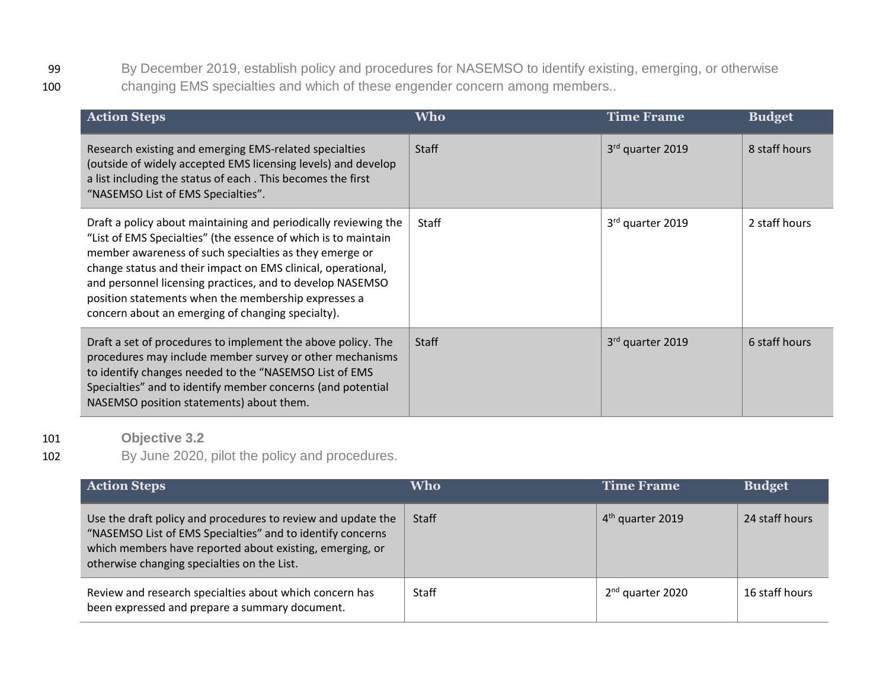By December 2019, establish policy and procedures for NASEMSO to identify existing, emerging, or otherwise changing EMS specialties and which of these engender concern among members..

| Action Steps | Who | Time Frame | Budget |
|---|---|---|---|
| Research existing and emerging EMS-related specialties (outside of widely accepted EMS licensing levels) and develop a list including the status of each . This becomes the first "NASEMSO List of EMS Specialties". | Staff | 3rd quarter 2019 | 8 staff hours |
| Draft a policy about maintaining and periodically reviewing the "List of EMS Specialties" (the essence of which is to maintain member awareness of such specialties as they emerge or change status and their impact on EMS clinical, operational, and personnel licensing practices, and to develop NASEMSO position statements when the membership expresses a concern about an emerging of changing specialty). | Staff | 3rd quarter 2019 | 2 staff hours |
| Draft a set of procedures to implement the above policy. The procedures may include member survey or other mechanisms to identify changes needed to the "NASEMSO List of EMS Specialties" and to identify member concerns (and potential NASEMSO position statements) about them. | Staff | 3rd quarter 2019 | 6 staff hours |

**Objective 3.2**

By June 2020, pilot the policy and procedures.

| Action Steps | Who | Time Frame | Budget |
|---|---|---|---|
| Use the draft policy and procedures to review and update the "NASEMSO List of EMS Specialties" and to identify concerns which members have reported about existing, emerging, or otherwise changing specialties on the List. | Staff | 4th quarter 2019 | 24 staff hours |
| Review and research specialties about which concern has been expressed and prepare a summary document. | Staff | 2nd quarter 2020 | 16 staff hours |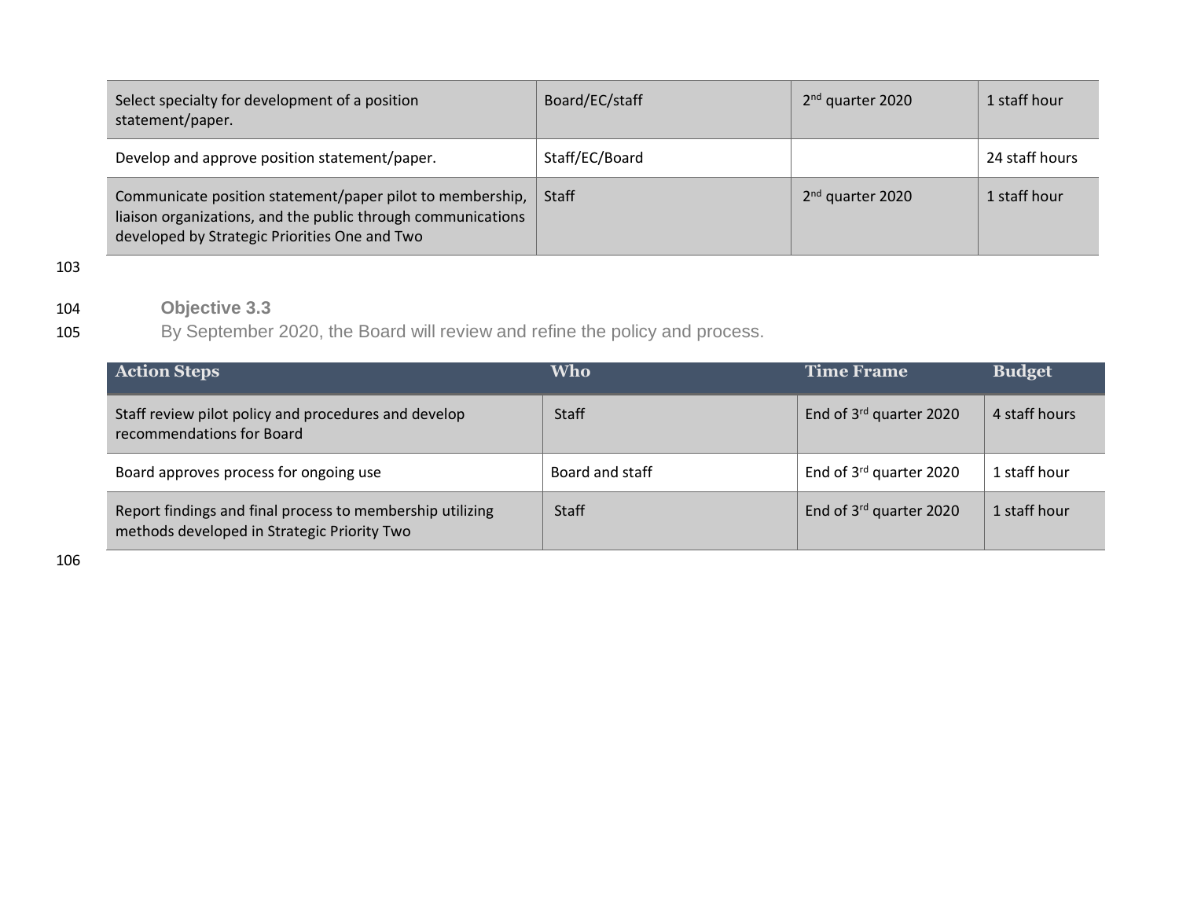| | | | |
|---|---|---|---|
| Select specialty for development of a position statement/paper. | Board/EC/staff | 2nd quarter 2020 | 1 staff hour |
| Develop and approve position statement/paper. | Staff/EC/Board | | 24 staff hours |
| Communicate position statement/paper pilot to membership, liaison organizations, and the public through communications developed by Strategic Priorities One and Two | Staff | 2nd quarter 2020 | 1 staff hour |

### Objective 3.3

By September 2020, the Board will review and refine the policy and process.

| Action Steps | Who | Time Frame | Budget |
|---|---|---|---|
| Staff review pilot policy and procedures and develop recommendations for Board | Staff | End of 3rd quarter 2020 | 4 staff hours |
| Board approves process for ongoing use | Board and staff | End of 3rd quarter 2020 | 1 staff hour |
| Report findings and final process to membership utilizing methods developed in Strategic Priority Two | Staff | End of 3rd quarter 2020 | 1 staff hour |